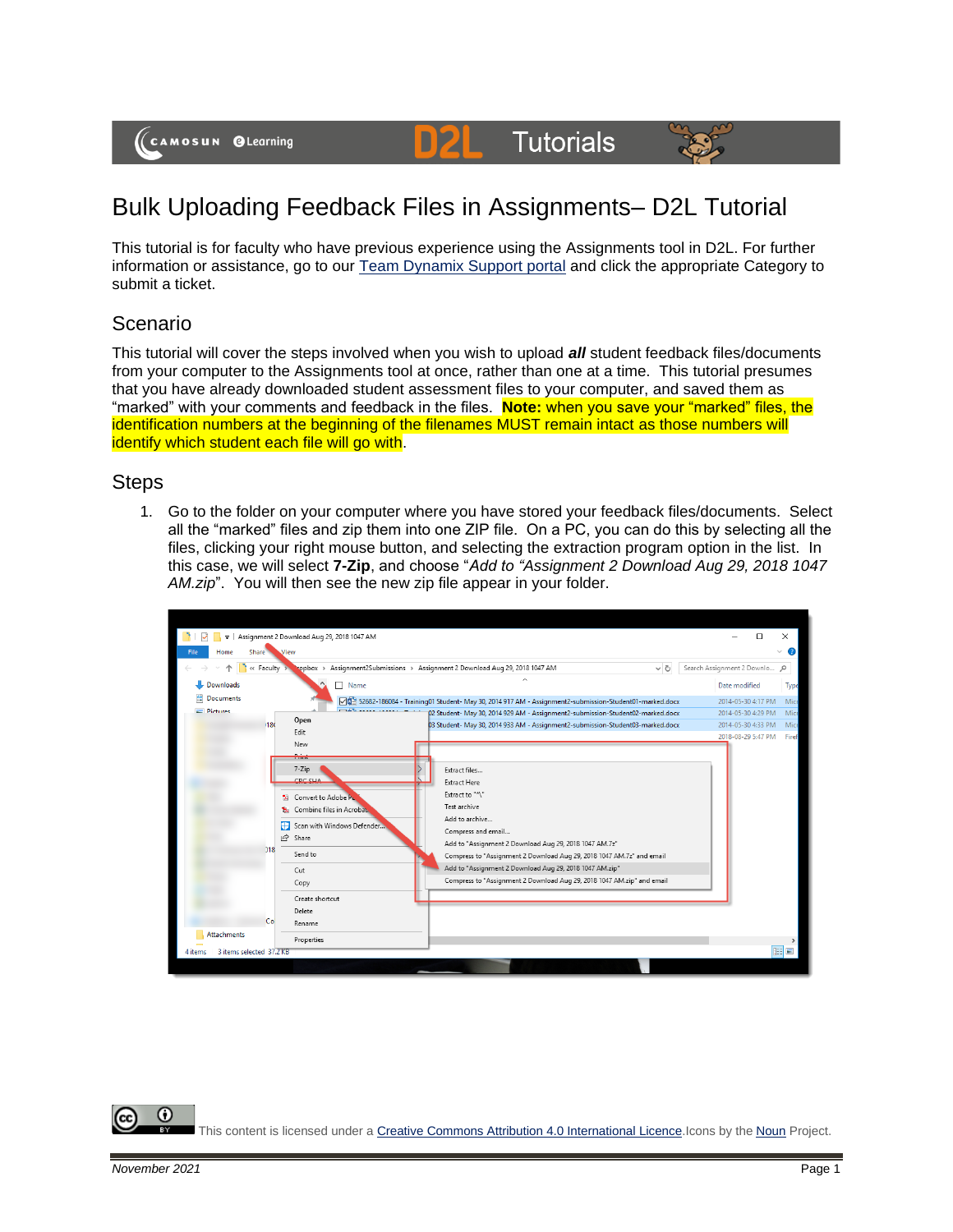# Bulk Uploading Feedback Files in Assignments– D2L Tutorial

This tutorial is for faculty who have previous experience using the Assignments tool in D2L. For further information or assistance, go to our Team Dynamix Support portal and click the appropriate Category to submit a ticket.

## Scenario

This tutorial will cover the steps involved when you wish to upload ***all*** student feedback files/documents from your computer to the Assignments tool at once, rather than one at a time. This tutorial presumes that you have already downloaded student assessment files to your computer, and saved them as "marked" with your comments and feedback in the files. **Note:** when you save your "marked" files, the identification numbers at the beginning of the filenames MUST remain intact as those numbers will identify which student each file will go with.

## Steps

1. Go to the folder on your computer where you have stored your feedback files/documents. Select all the "marked" files and zip them into one ZIP file. On a PC, you can do this by selecting all the files, clicking your right mouse button, and selecting the extraction program option in the list. In this case, we will select **7-Zip**, and choose "*Add to "Assignment 2 Download Aug 29, 2018 1047 AM.zip*". You will then see the new zip file appear in your folder.

This content is licensed under a Creative Commons Attribution 4.0 International Licence. Icons by the Noun Project.

*November 2021*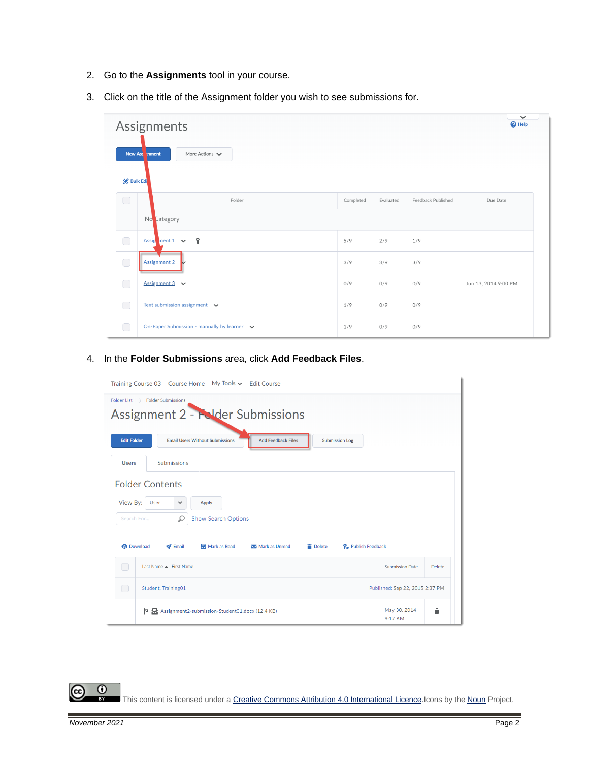2. Go to the **Assignments** tool in your course.
3. Click on the title of the Assignment folder you wish to see submissions for.

4. In the **Folder Submissions** area, click **Add Feedback Files**.

This content is licensed under a Creative Commons Attribution 4.0 International Licence.Icons by the Noun Project.

November 2021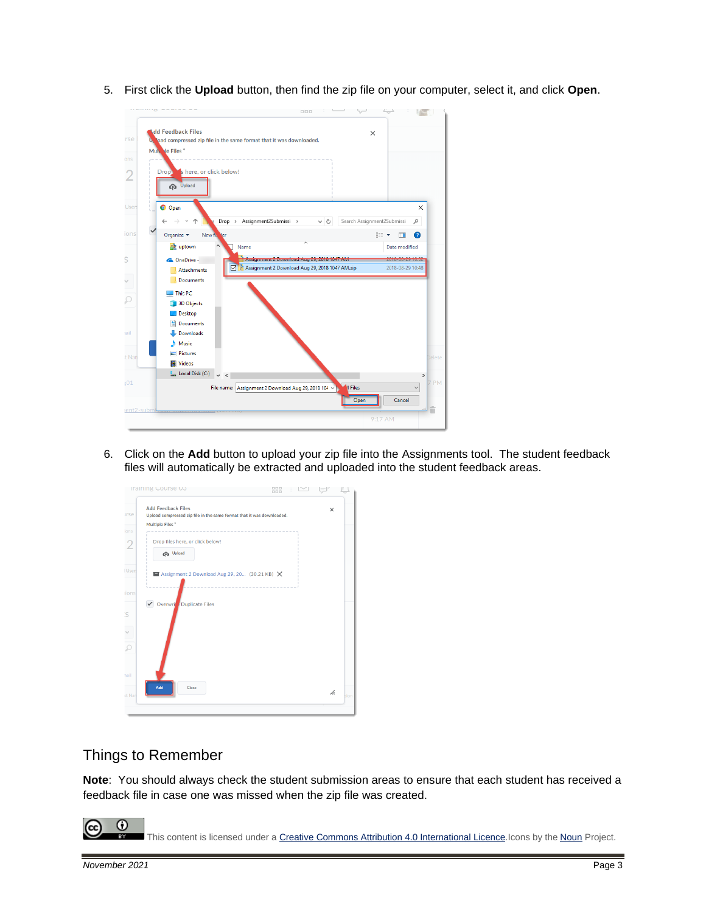5. First click the **Upload** button, then find the zip file on your computer, select it, and click **Open**.

6. Click on the **Add** button to upload your zip file into the Assignments tool. The student feedback files will automatically be extracted and uploaded into the student feedback areas.

## Things to Remember

**Note**: You should always check the student submission areas to ensure that each student has received a feedback file in case one was missed when the zip file was created.

This content is licensed under a Creative Commons Attribution 4.0 International Licence. Icons by the Noun Project.

*November 2021*